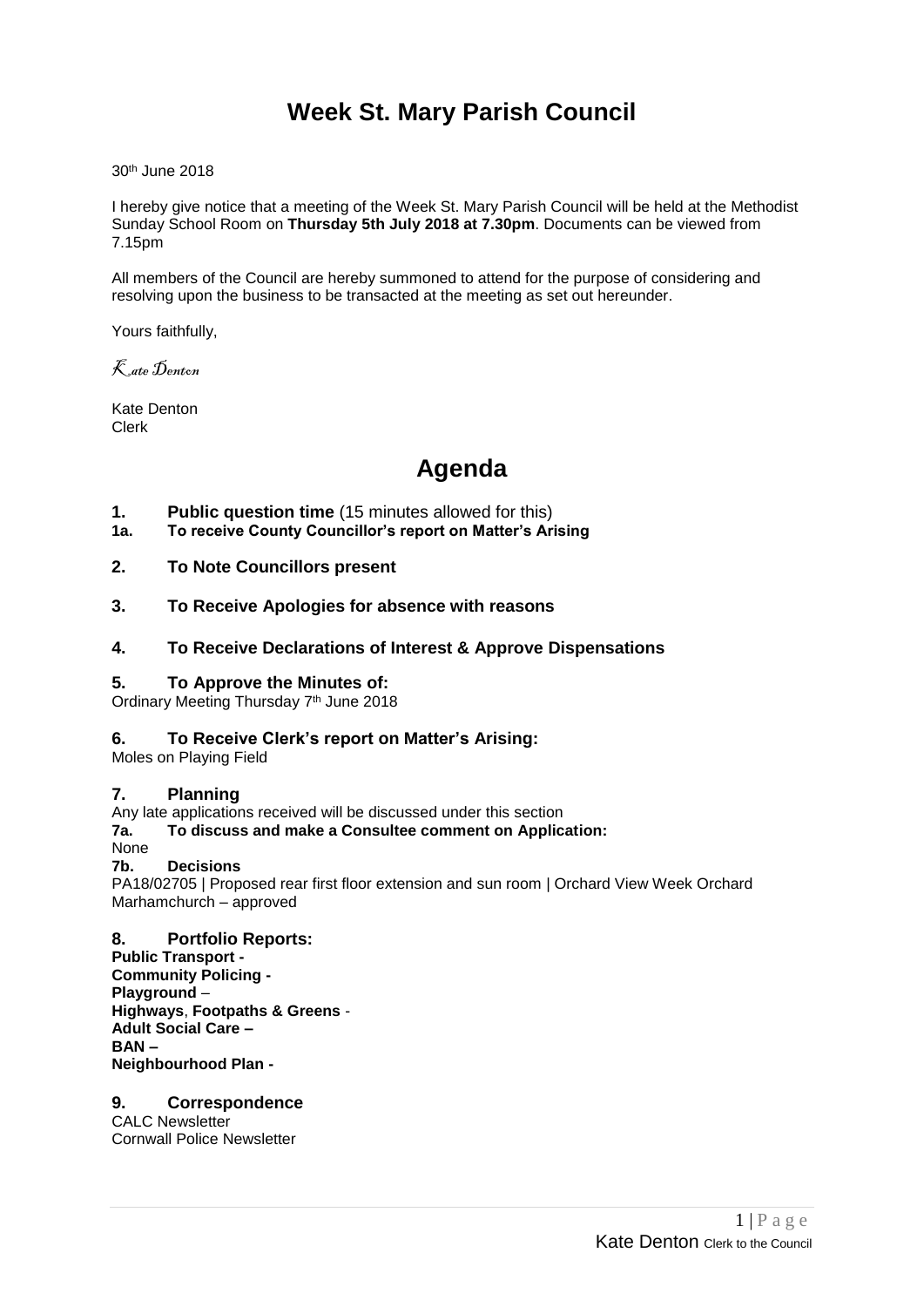# Week St. Mary Parish Council

30th June 2018

I hereby give notice that a meeting of the Week St. Mary Parish Council will be held at the Methodist Sunday School Room on **Thursday 5th July 2018 at 7.30pm**. Documents can be viewed from 7.15pm

All members of the Council are hereby summoned to attend for the purpose of considering and resolving upon the business to be transacted at the meeting as set out hereunder.

Yours faithfully,

*Kate Denton*

Kate Denton
Clerk

# Agenda

**1. Public question time** (15 minutes allowed for this)

**1a. To receive County Councillor's report on Matter's Arising**

**2. To Note Councillors present**

**3. To Receive Apologies for absence with reasons**

**4. To Receive Declarations of Interest & Approve Dispensations**

**5. To Approve the Minutes of:**

Ordinary Meeting Thursday 7th June 2018

**6. To Receive Clerk's report on Matter's Arising:**

Moles on Playing Field

**7. Planning**

Any late applications received will be discussed under this section

**7a. To discuss and make a Consultee comment on Application:**

None

**7b. Decisions**

PA18/02705 | Proposed rear first floor extension and sun room | Orchard View Week Orchard Marhamchurch – approved

**8. Portfolio Reports:**

**Public Transport -**
**Community Policing -**
**Playground** –
**Highways**, **Footpaths & Greens** -
**Adult Social Care –**
**BAN –**
**Neighbourhood Plan -**

**9. Correspondence**

CALC Newsletter
Cornwall Police Newsletter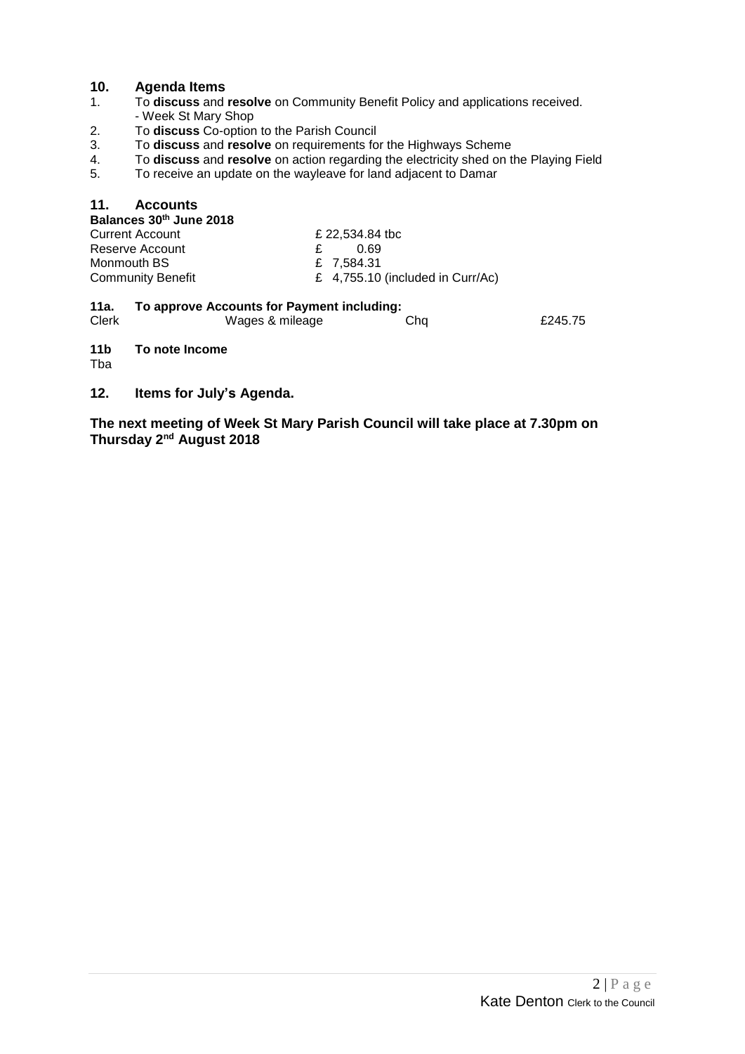## 10. Agenda Items

1. To **discuss** and **resolve** on Community Benefit Policy and applications received.
   - Week St Mary Shop
2. To **discuss** Co-option to the Parish Council
3. To **discuss** and **resolve** on requirements for the Highways Scheme
4. To **discuss** and **resolve** on action regarding the electricity shed on the Playing Field
5. To receive an update on the wayleave for land adjacent to Damar

## 11. Accounts

**Balances 30th June 2018**

| | |
|---|---|
| Current Account | £ 22,534.84 tbc |
| Reserve Account | £ 0.69 |
| Monmouth BS | £ 7,584.31 |
| Community Benefit | £ 4,755.10 (included in Curr/Ac) |

**11a. To approve Accounts for Payment including:**

| | | | |
|---|---|---|---|
| Clerk | Wages & mileage | Chq | £245.75 |

**11b To note Income**

Tba

## 12. Items for July's Agenda.

**The next meeting of Week St Mary Parish Council will take place at 7.30pm on Thursday 2nd August 2018**

Kate Denton Clerk to the Council